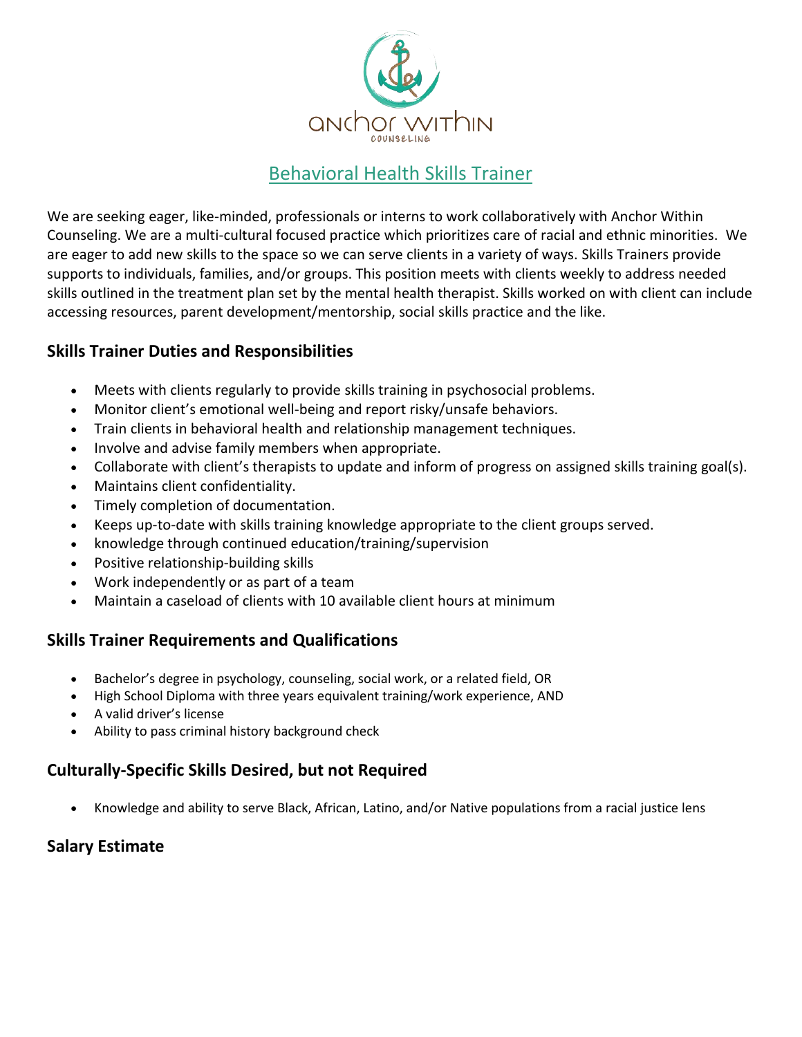anchor within

COUNSELING

# Behavioral Health Skills Trainer

We are seeking eager, like-minded, professionals or interns to work collaboratively with Anchor Within Counseling. We are a multi-cultural focused practice which prioritizes care of racial and ethnic minorities. We are eager to add new skills to the space so we can serve clients in a variety of ways. Skills Trainers provide supports to individuals, families, and/or groups. This position meets with clients weekly to address needed skills outlined in the treatment plan set by the mental health therapist. Skills worked on with client can include accessing resources, parent development/mentorship, social skills practice and the like.

## Skills Trainer Duties and Responsibilities

- Meets with clients regularly to provide skills training in psychosocial problems.
- Monitor client's emotional well-being and report risky/unsafe behaviors.
- Train clients in behavioral health and relationship management techniques.
- Involve and advise family members when appropriate.
- Collaborate with client's therapists to update and inform of progress on assigned skills training goal(s).
- Maintains client confidentiality.
- Timely completion of documentation.
- Keeps up-to-date with skills training knowledge appropriate to the client groups served.
- knowledge through continued education/training/supervision
- Positive relationship-building skills
- Work independently or as part of a team
- Maintain a caseload of clients with 10 available client hours at minimum

## Skills Trainer Requirements and Qualifications

- Bachelor's degree in psychology, counseling, social work, or a related field, OR
- High School Diploma with three years equivalent training/work experience, AND
- A valid driver's license
- Ability to pass criminal history background check

## Culturally-Specific Skills Desired, but not Required

- Knowledge and ability to serve Black, African, Latino, and/or Native populations from a racial justice lens

## Salary Estimate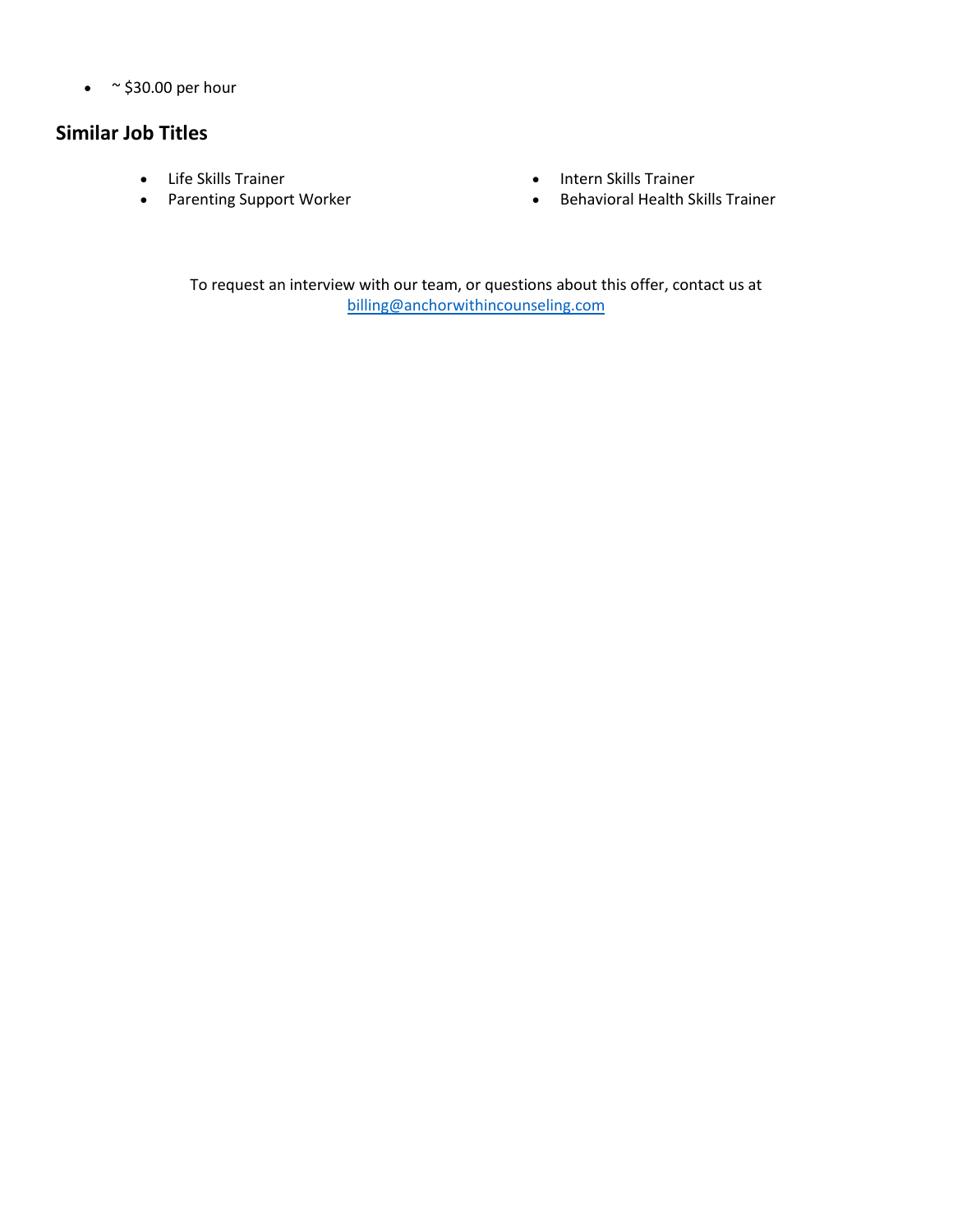- ~ $30.00 per hour

## Similar Job Titles

- Life Skills Trainer
- Parenting Support Worker
- Intern Skills Trainer
- Behavioral Health Skills Trainer

To request an interview with our team, or questions about this offer, contact us at billing@anchorwithincounseling.com